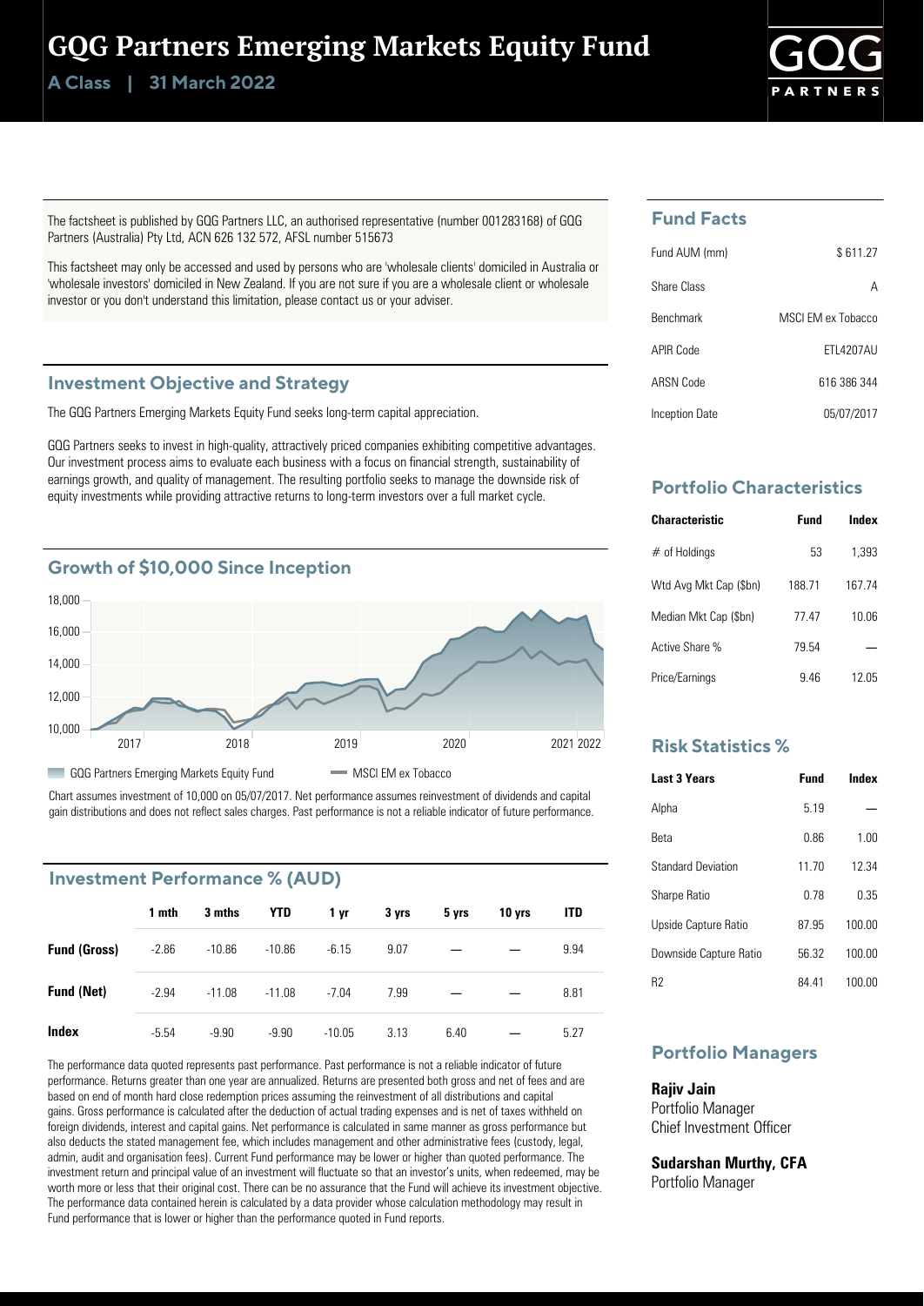# GQG Partners Emerging Markets Equity Fund

**A Class | 31 March 2022**

The factsheet is published by GQG Partners LLC, an authorised representative (number 001283168) of GQG Partners (Australia) Pty Ltd, ACN 626 132 572, AFSL number 515673

This factsheet may only be accessed and used by persons who are 'wholesale clients' domiciled in Australia or 'wholesale investors' domiciled in New Zealand. If you are not sure if you are a wholesale client or wholesale investor or you don't understand this limitation, please contact us or your adviser.

## Investment Objective and Strategy

The GQG Partners Emerging Markets Equity Fund seeks long-term capital appreciation.

GQG Partners seeks to invest in high-quality, attractively priced companies exhibiting competitive advantages. Our investment process aims to evaluate each business with a focus on financial strength, sustainability of earnings growth, and quality of management. The resulting portfolio seeks to manage the downside risk of equity investments while providing attractive returns to long-term investors over a full market cycle.

## Growth of $10,000 Since Inception

GQG Partners Emerging Markets Equity Fund — MSCI EM ex Tobacco

Chart assumes investment of 10,000 on 05/07/2017. Net performance assumes reinvestment of dividends and capital gain distributions and does not reflect sales charges. Past performance is not a reliable indicator of future performance.

## Investment Performance % (AUD)

| | 1 mth | 3 mths | YTD | 1 yr | 3 yrs | 5 yrs | 10 yrs | ITD |
|---|---|---|---|---|---|---|---|---|
| **Fund (Gross)** | -2.86 | -10.86 | -10.86 | -6.15 | 9.07 | — | — | 9.94 |
| **Fund (Net)** | -2.94 | -11.08 | -11.08 | -7.04 | 7.99 | — | — | 8.81 |
| **Index** | -5.54 | -9.90 | -9.90 | -10.05 | 3.13 | 6.40 | — | 5.27 |

The performance data quoted represents past performance. Past performance is not a reliable indicator of future performance. Returns greater than one year are annualized. Returns are presented both gross and net of fees and are based on end of month hard close redemption prices assuming the reinvestment of all distributions and capital gains. Gross performance is calculated after the deduction of actual trading expenses and is net of taxes withheld on foreign dividends, interest and capital gains. Net performance is calculated in same manner as gross performance but also deducts the stated management fee, which includes management and other administrative fees (custody, legal, admin, audit and organisation fees). Current Fund performance may be lower or higher than quoted performance. The investment return and principal value of an investment will fluctuate so that an investor's units, when redeemed, may be worth more or less that their original cost. There can be no assurance that the Fund will achieve its investment objective. The performance data contained herein is calculated by a data provider whose calculation methodology may result in Fund performance that is lower or higher than the performance quoted in Fund reports.

## Fund Facts

| | |
|---|---|
| Fund AUM (mm) | $ 611.27 |
| Share Class | A |
| Benchmark | MSCI EM ex Tobacco |
| APIR Code | ETL4207AU |
| ARSN Code | 616 386 344 |
| Inception Date | 05/07/2017 |

## Portfolio Characteristics

| Characteristic | Fund | Index |
|---|---|---|
| # of Holdings | 53 | 1,393 |
| Wtd Avg Mkt Cap ($bn) | 188.71 | 167.74 |
| Median Mkt Cap ($bn) | 77.47 | 10.06 |
| Active Share % | 79.54 | — |
| Price/Earnings | 9.46 | 12.05 |

## Risk Statistics %

| Last 3 Years | Fund | Index |
|---|---|---|
| Alpha | 5.19 | — |
| Beta | 0.86 | 1.00 |
| Standard Deviation | 11.70 | 12.34 |
| Sharpe Ratio | 0.78 | 0.35 |
| Upside Capture Ratio | 87.95 | 100.00 |
| Downside Capture Ratio | 56.32 | 100.00 |
| R2 | 84.41 | 100.00 |

## Portfolio Managers

**Rajiv Jain**
Portfolio Manager
Chief Investment Officer

**Sudarshan Murthy, CFA**
Portfolio Manager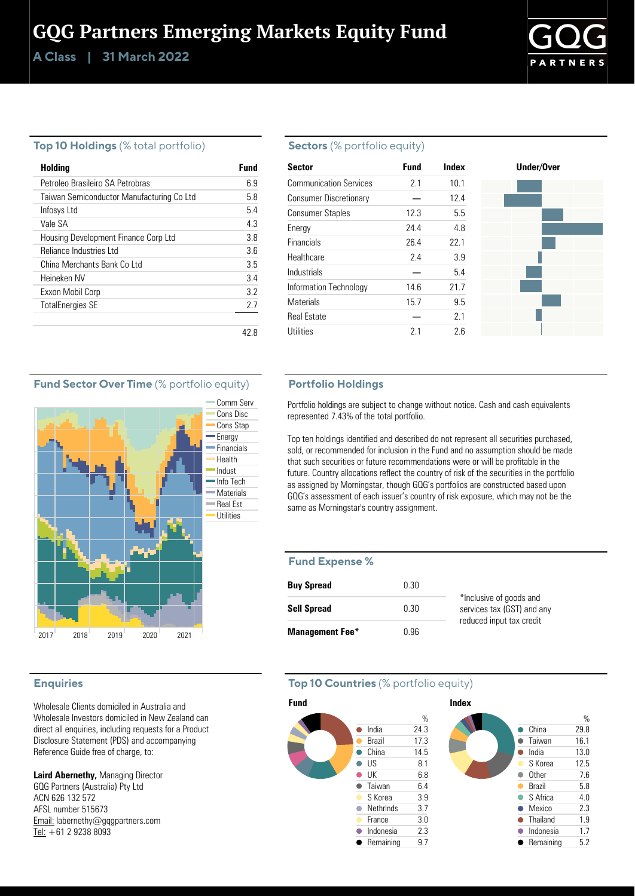# GQG Partners Emerging Markets Equity Fund

**A Class | 31 March 2022**

## Top 10 Holdings (% total portfolio)

| Holding | Fund |
|---|---|
| Petroleo Brasileiro SA Petrobras | 6.9 |
| Taiwan Semiconductor Manufacturing Co Ltd | 5.8 |
| Infosys Ltd | 5.4 |
| Vale SA | 4.3 |
| Housing Development Finance Corp Ltd | 3.8 |
| Reliance Industries Ltd | 3.6 |
| China Merchants Bank Co Ltd | 3.5 |
| Heineken NV | 3.4 |
| Exxon Mobil Corp | 3.2 |
| TotalEnergies SE | 2.7 |
| | 42.8 |

## Sectors (% portfolio equity)

| Sector | Fund | Index |
|---|---|---|
| Communication Services | 2.1 | 10.1 |
| Consumer Discretionary | — | 12.4 |
| Consumer Staples | 12.3 | 5.5 |
| Energy | 24.4 | 4.8 |
| Financials | 26.4 | 22.1 |
| Healthcare | 2.4 | 3.9 |
| Industrials | — | 5.4 |
| Information Technology | 14.6 | 21.7 |
| Materials | 15.7 | 9.5 |
| Real Estate | — | 2.1 |
| Utilities | 2.1 | 2.6 |

## Fund Sector Over Time (% portfolio equity)

Comm Serv, Cons Disc, Cons Stap, Energy, Financials, Health, Indust, Info Tech, Materials, Real Est, Utilities

2017 2018 2019 2020 2021

## Portfolio Holdings

Portfolio holdings are subject to change without notice. Cash and cash equivalents represented 7.43% of the total portfolio.

Top ten holdings identified and described do not represent all securities purchased, sold, or recommended for inclusion in the Fund and no assumption should be made that such securities or future recommendations were or will be profitable in the future. Country allocations reflect the country of risk of the securities in the portfolio as assigned by Morningstar, though GQG's portfolios are constructed based upon GQG's assessment of each issuer's country of risk exposure, which may not be the same as Morningstar's country assignment.

## Fund Expense %

| | |
|---|---|
| **Buy Spread** | 0.30 |
| **Sell Spread** | 0.30 |
| **Management Fee*** | 0.96 |

*Inclusive of goods and services tax (GST) and any reduced input tax credit

## Enquiries

Wholesale Clients domiciled in Australia and Wholesale Investors domiciled in New Zealand can direct all enquiries, including requests for a Product Disclosure Statement (PDS) and accompanying Reference Guide free of charge, to:

**Laird Abernethy,** Managing Director
GQG Partners (Australia) Pty Ltd
ACN 626 132 572
AFSL number 515673
Email: labernethy@gqgpartners.com
Tel: +61 2 9238 8093

## Top 10 Countries (% portfolio equity)

**Fund**

| | % |
|---|---|
| India | 24.3 |
| Brazil | 17.3 |
| China | 14.5 |
| US | 8.1 |
| UK | 6.8 |
| Taiwan | 6.4 |
| S Korea | 3.9 |
| Nethrlnds | 3.7 |
| France | 3.0 |
| Indonesia | 2.3 |
| Remaining | 9.7 |

**Index**

| | % |
|---|---|
| China | 29.8 |
| Taiwan | 16.1 |
| India | 13.0 |
| S Korea | 12.5 |
| Other | 7.6 |
| Brazil | 5.8 |
| S Africa | 4.0 |
| Mexico | 2.3 |
| Thailand | 1.9 |
| Indonesia | 1.7 |
| Remaining | 5.2 |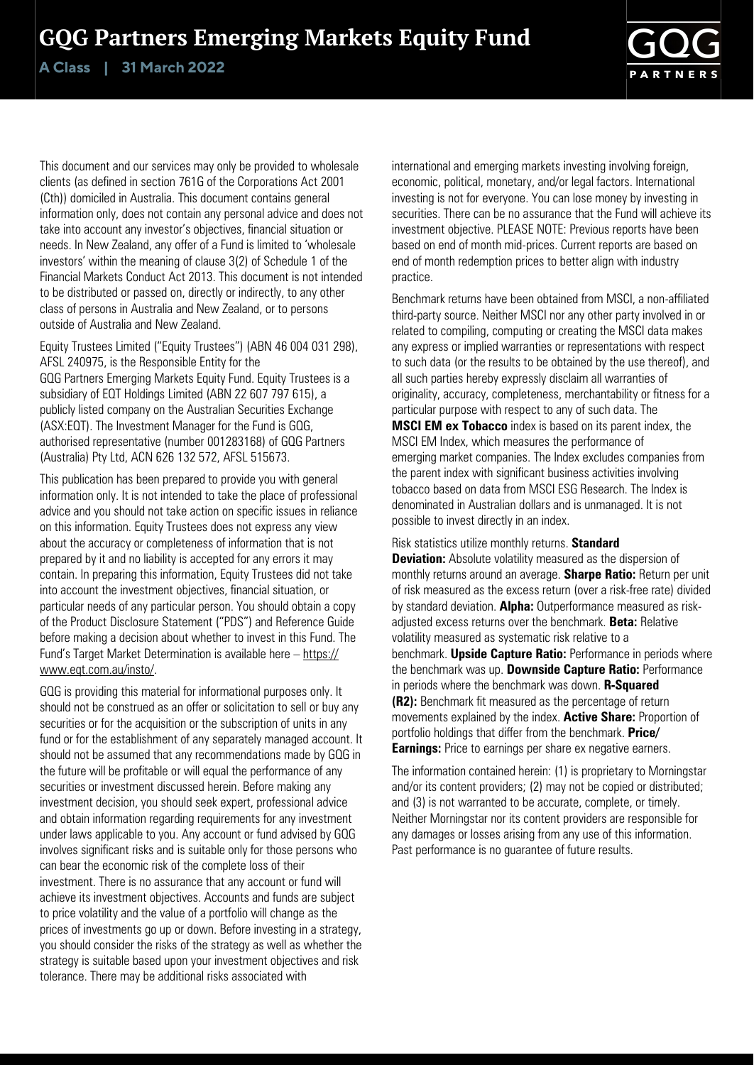# GQG Partners Emerging Markets Equity Fund

**A Class | 31 March 2022**

This document and our services may only be provided to wholesale clients (as defined in section 761G of the Corporations Act 2001 (Cth)) domiciled in Australia. This document contains general information only, does not contain any personal advice and does not take into account any investor's objectives, financial situation or needs. In New Zealand, any offer of a Fund is limited to 'wholesale investors' within the meaning of clause 3(2) of Schedule 1 of the Financial Markets Conduct Act 2013. This document is not intended to be distributed or passed on, directly or indirectly, to any other class of persons in Australia and New Zealand, or to persons outside of Australia and New Zealand.

Equity Trustees Limited ("Equity Trustees") (ABN 46 004 031 298), AFSL 240975, is the Responsible Entity for the GQG Partners Emerging Markets Equity Fund. Equity Trustees is a subsidiary of EQT Holdings Limited (ABN 22 607 797 615), a publicly listed company on the Australian Securities Exchange (ASX:EQT). The Investment Manager for the Fund is GQG, authorised representative (number 001283168) of GQG Partners (Australia) Pty Ltd, ACN 626 132 572, AFSL 515673.

This publication has been prepared to provide you with general information only. It is not intended to take the place of professional advice and you should not take action on specific issues in reliance on this information. Equity Trustees does not express any view about the accuracy or completeness of information that is not prepared by it and no liability is accepted for any errors it may contain. In preparing this information, Equity Trustees did not take into account the investment objectives, financial situation, or particular needs of any particular person. You should obtain a copy of the Product Disclosure Statement ("PDS") and Reference Guide before making a decision about whether to invest in this Fund. The Fund's Target Market Determination is available here – https://www.eqt.com.au/insto/.

GQG is providing this material for informational purposes only. It should not be construed as an offer or solicitation to sell or buy any securities or for the acquisition or the subscription of units in any fund or for the establishment of any separately managed account. It should not be assumed that any recommendations made by GQG in the future will be profitable or will equal the performance of any securities or investment discussed herein. Before making any investment decision, you should seek expert, professional advice and obtain information regarding requirements for any investment under laws applicable to you. Any account or fund advised by GQG involves significant risks and is suitable only for those persons who can bear the economic risk of the complete loss of their investment. There is no assurance that any account or fund will achieve its investment objectives. Accounts and funds are subject to price volatility and the value of a portfolio will change as the prices of investments go up or down. Before investing in a strategy, you should consider the risks of the strategy as well as whether the strategy is suitable based upon your investment objectives and risk tolerance. There may be additional risks associated with international and emerging markets investing involving foreign, economic, political, monetary, and/or legal factors. International investing is not for everyone. You can lose money by investing in securities. There can be no assurance that the Fund will achieve its investment objective. PLEASE NOTE: Previous reports have been based on end of month mid-prices. Current reports are based on end of month redemption prices to better align with industry practice.

Benchmark returns have been obtained from MSCI, a non-affiliated third-party source. Neither MSCI nor any other party involved in or related to compiling, computing or creating the MSCI data makes any express or implied warranties or representations with respect to such data (or the results to be obtained by the use thereof), and all such parties hereby expressly disclaim all warranties of originality, accuracy, completeness, merchantability or fitness for a particular purpose with respect to any of such data. The **MSCI EM ex Tobacco** index is based on its parent index, the MSCI EM Index, which measures the performance of emerging market companies. The Index excludes companies from the parent index with significant business activities involving tobacco based on data from MSCI ESG Research. The Index is denominated in Australian dollars and is unmanaged. It is not possible to invest directly in an index.

Risk statistics utilize monthly returns. **Standard Deviation:** Absolute volatility measured as the dispersion of monthly returns around an average. **Sharpe Ratio:** Return per unit of risk measured as the excess return (over a risk-free rate) divided by standard deviation. **Alpha:** Outperformance measured as risk-adjusted excess returns over the benchmark. **Beta:** Relative volatility measured as systematic risk relative to a benchmark. **Upside Capture Ratio:** Performance in periods where the benchmark was up. **Downside Capture Ratio:** Performance in periods where the benchmark was down. **R-Squared (R2):** Benchmark fit measured as the percentage of return movements explained by the index. **Active Share:** Proportion of portfolio holdings that differ from the benchmark. **Price/Earnings:** Price to earnings per share ex negative earners.

The information contained herein: (1) is proprietary to Morningstar and/or its content providers; (2) may not be copied or distributed; and (3) is not warranted to be accurate, complete, or timely. Neither Morningstar nor its content providers are responsible for any damages or losses arising from any use of this information. Past performance is no guarantee of future results.